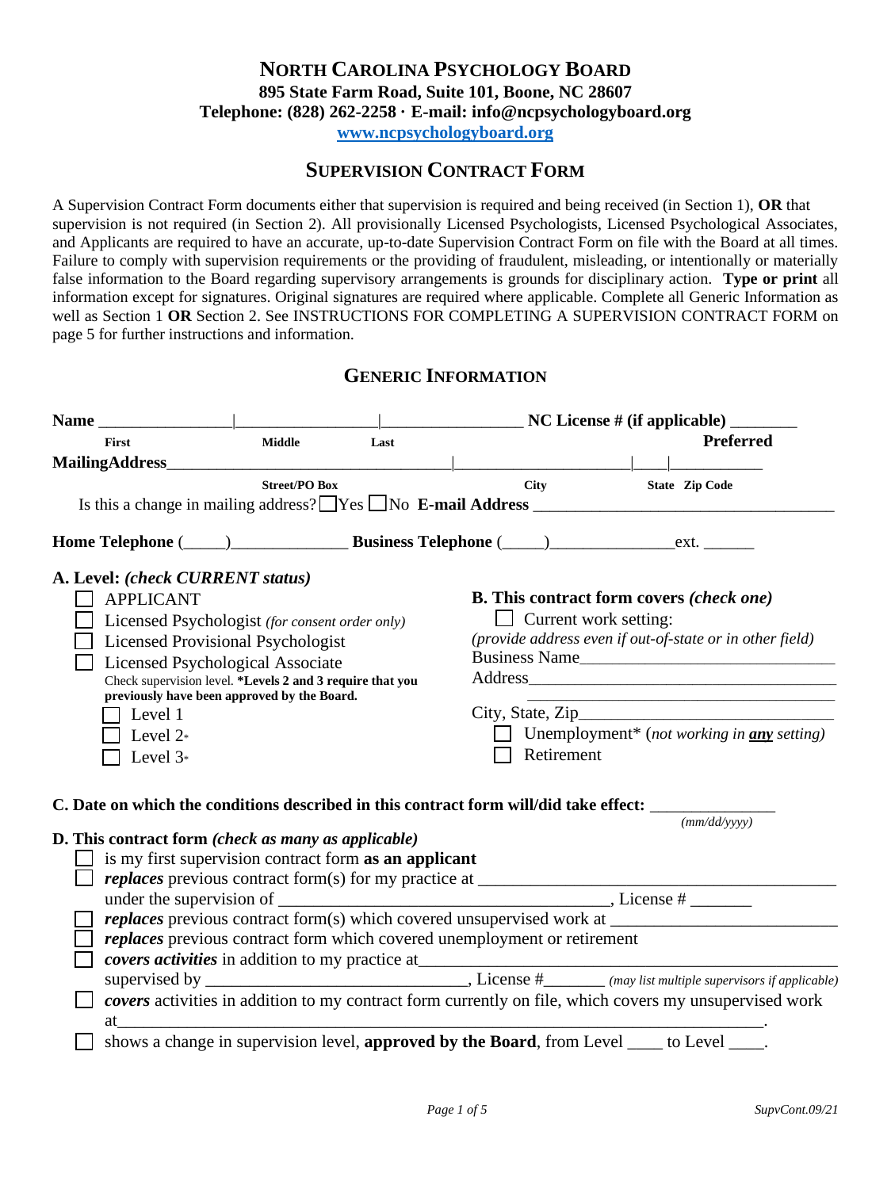# NORTH CAROLINA PSYCHOLOGY BOARD

**895 State Farm Road, Suite 101, Boone, NC 28607**
**Telephone: (828) 262-2258 · E-mail: info@ncpsychologyboard.org**
**www.ncpsychologyboard.org**

## SUPERVISION CONTRACT FORM

A Supervision Contract Form documents either that supervision is required and being received (in Section 1), **OR** that supervision is not required (in Section 2). All provisionally Licensed Psychologists, Licensed Psychological Associates, and Applicants are required to have an accurate, up-to-date Supervision Contract Form on file with the Board at all times. Failure to comply with supervision requirements or the providing of fraudulent, misleading, or intentionally or materially false information to the Board regarding supervisory arrangements is grounds for disciplinary action. **Type or print** all information except for signatures. Original signatures are required where applicable. Complete all Generic Information as well as Section 1 **OR** Section 2. See INSTRUCTIONS FOR COMPLETING A SUPERVISION CONTRACT FORM on page 5 for further instructions and information.

### GENERIC INFORMATION

**Name** _______________|________________|________________ **NC License # (if applicable)** ________
First | Middle | Last | **Preferred**

**MailingAddress**__________________________________|_____________________|____|___________
Street/PO Box | City | State | Zip Code

Is this a change in mailing address? ☐ Yes ☐ No **E-mail Address** ___________________________________

**Home Telephone** (_____)_____________ **Business Telephone** (_____)______________ext. ______

**A. Level:** ***(check CURRENT status)***

- ☐ APPLICANT
- ☐ Licensed Psychologist *(for consent order only)*
- ☐ Licensed Provisional Psychologist
- ☐ Licensed Psychological Associate

Check supervision level. ***Levels 2 and 3 require that you previously have been approved by the Board.**

- ☐ Level 1
- ☐ Level 2*
- ☐ Level 3*

**B. This contract form covers** ***(check one)***

- ☐ Current work setting:

*(provide address even if out-of-state or in other field)*

Business Name_____________________________

Address__________________________________

_________________________________________

City, State, Zip____________________________

- ☐ Unemployment* (*not working in* ***any*** *setting)*
- ☐ Retirement

**C. Date on which the conditions described in this contract form will/did take effect:** ______________ *(mm/dd/yyyy)*

**D. This contract form** ***(check as many as applicable)***

- ☐ is my first supervision contract form **as an applicant**
- ☐ ***replaces*** previous contract form(s) for my practice at ________________________________________ under the supervision of ______________________________________, License # _______
- ☐ ***replaces*** previous contract form(s) which covered unsupervised work at __________________________
- ☐ ***replaces*** previous contract form which covered unemployment or retirement
- ☐ ***covers activities*** in addition to my practice at_______________________________________________ supervised by ______________________________, License #_______ *(may list multiple supervisors if applicable)*
- ☐ ***covers*** activities in addition to my contract form currently on file, which covers my unsupervised work at_____________________________________________________________________________.
- ☐ shows a change in supervision level, **approved by the Board**, from Level ____ to Level ____.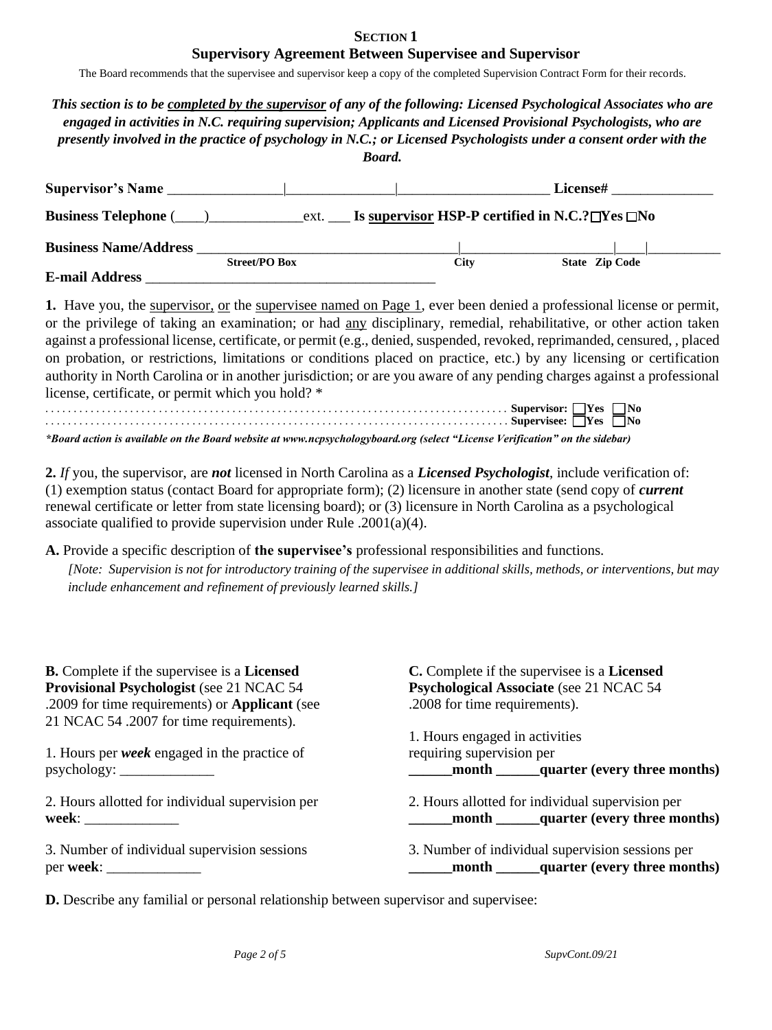## SECTION 1

## Supervisory Agreement Between Supervisee and Supervisor

The Board recommends that the supervisee and supervisor keep a copy of the completed Supervision Contract Form for their records.

***This section is to be completed by the supervisor of any of the following: Licensed Psychological Associates who are engaged in activities in N.C. requiring supervision; Applicants and Licensed Provisional Psychologists, who are presently involved in the practice of psychology in N.C.; or Licensed Psychologists under a consent order with the Board.***

**Supervisor's Name** ________________|_______________|_____________________ **License#** ______________

**Business Telephone** (____)_____________ext. ___ **Is supervisor HSP-P certified in N.C.?** ☐**Yes** ☐**No**

**Business Name/Address** ____________________________________|_____________________|____|__________
Street/PO Box | City | State | Zip Code

**E-mail Address** ________________________________________

**1.** Have you, the supervisor, or the supervisee named on Page 1, ever been denied a professional license or permit, or the privilege of taking an examination; or had any disciplinary, remedial, rehabilitative, or other action taken against a professional license, certificate, or permit (e.g., denied, suspended, revoked, reprimanded, censured, , placed on probation, or restrictions, limitations or conditions placed on practice, etc.) by any licensing or certification authority in North Carolina or in another jurisdiction; or are you aware of any pending charges against a professional license, certificate, or permit which you hold? *

. . . . . . . . . . . . . . . . . . . . . . . . . . . . . . . . . . . . . . . . . . . . . . . . . . . . . . . . . . . . **Supervisor:** ☐**Yes** ☐**No**

. . . . . . . . . . . . . . . . . . . . . . . . . . . . . . . . . . . . . . . . . . . . . . . . . . . . . . . . . . . . **Supervisee:** ☐**Yes** ☐**No**

***Board action is available on the Board website at www.ncpsychologyboard.org (select "License Verification" on the sidebar)***

**2.** *If* you, the supervisor, are ***not*** licensed in North Carolina as a ***Licensed Psychologist***, include verification of: (1) exemption status (contact Board for appropriate form); (2) licensure in another state (send copy of ***current*** renewal certificate or letter from state licensing board); or (3) licensure in North Carolina as a psychological associate qualified to provide supervision under Rule .2001(a)(4).

**A.** Provide a specific description of **the supervisee's** professional responsibilities and functions.

*[Note: Supervision is not for introductory training of the supervisee in additional skills, methods, or interventions, but may include enhancement and refinement of previously learned skills.]*

**B.** Complete if the supervisee is a **Licensed Provisional Psychologist** (see 21 NCAC 54 .2009 for time requirements) or **Applicant** (see 21 NCAC 54 .2007 for time requirements).

1. Hours per ***week*** engaged in the practice of psychology: _____________

2. Hours allotted for individual supervision per **week**: _____________

3. Number of individual supervision sessions per **week**: _____________

**C.** Complete if the supervisee is a **Licensed Psychological Associate** (see 21 NCAC 54 .2008 for time requirements).

1. Hours engaged in activities requiring supervision per
**______month ______quarter (every three months)**

2. Hours allotted for individual supervision per
**______month ______quarter (every three months)**

3. Number of individual supervision sessions per
**______month ______quarter (every three months)**

**D.** Describe any familial or personal relationship between supervisor and supervisee: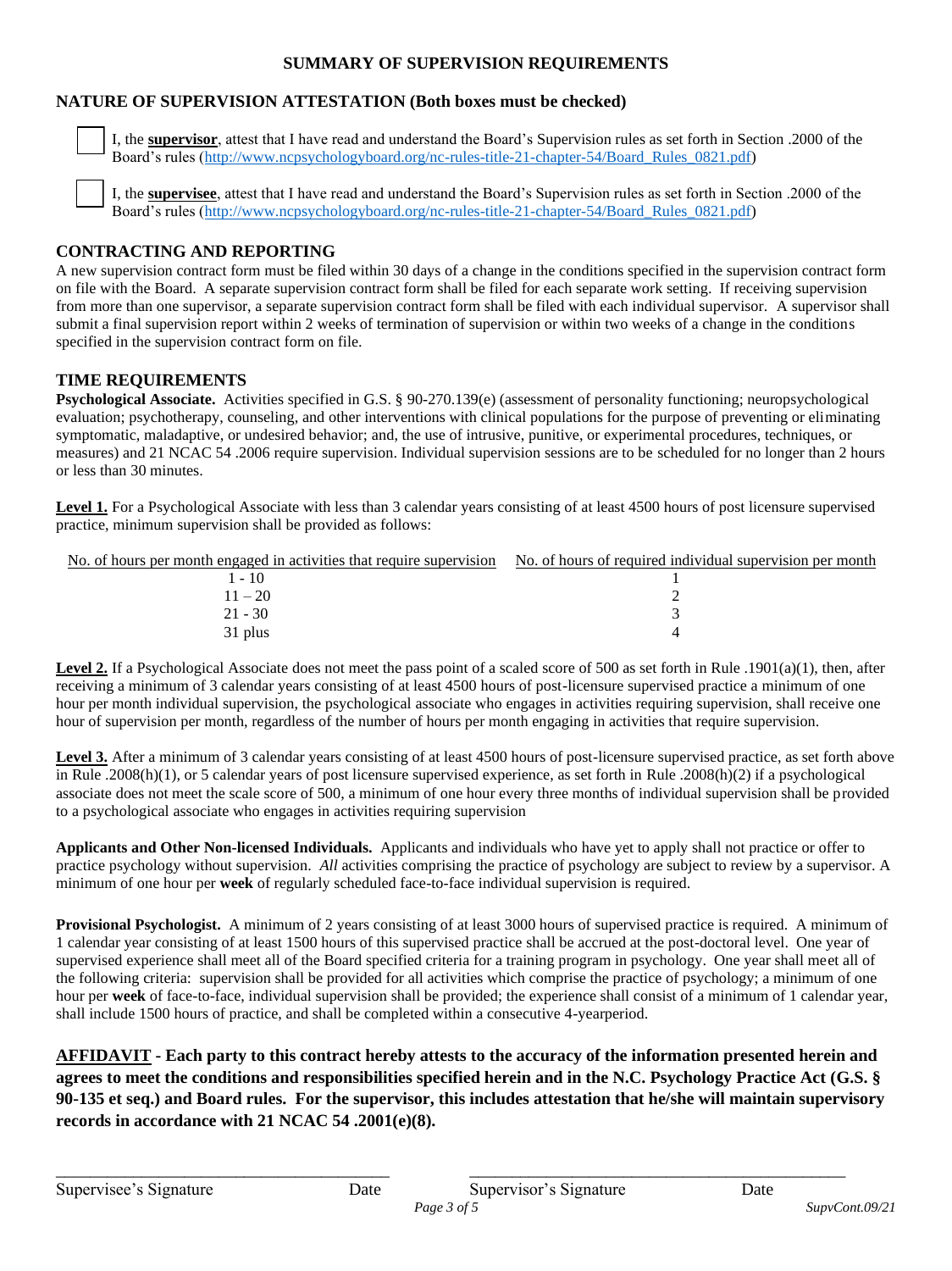# SUMMARY OF SUPERVISION REQUIREMENTS

## NATURE OF SUPERVISION ATTESTATION (Both boxes must be checked)

☐ I, the **supervisor**, attest that I have read and understand the Board's Supervision rules as set forth in Section .2000 of the Board's rules (http://www.ncpsychologyboard.org/nc-rules-title-21-chapter-54/Board_Rules_0821.pdf)

☐ I, the **supervisee**, attest that I have read and understand the Board's Supervision rules as set forth in Section .2000 of the Board's rules (http://www.ncpsychologyboard.org/nc-rules-title-21-chapter-54/Board_Rules_0821.pdf)

## CONTRACTING AND REPORTING

A new supervision contract form must be filed within 30 days of a change in the conditions specified in the supervision contract form on file with the Board. A separate supervision contract form shall be filed for each separate work setting. If receiving supervision from more than one supervisor, a separate supervision contract form shall be filed with each individual supervisor. A supervisor shall submit a final supervision report within 2 weeks of termination of supervision or within two weeks of a change in the conditions specified in the supervision contract form on file.

## TIME REQUIREMENTS

**Psychological Associate.** Activities specified in G.S. § 90-270.139(e) (assessment of personality functioning; neuropsychological evaluation; psychotherapy, counseling, and other interventions with clinical populations for the purpose of preventing or eliminating symptomatic, maladaptive, or undesired behavior; and, the use of intrusive, punitive, or experimental procedures, techniques, or measures) and 21 NCAC 54 .2006 require supervision. Individual supervision sessions are to be scheduled for no longer than 2 hours or less than 30 minutes.

**Level 1.** For a Psychological Associate with less than 3 calendar years consisting of at least 4500 hours of post licensure supervised practice, minimum supervision shall be provided as follows:

| No. of hours per month engaged in activities that require supervision | No. of hours of required individual supervision per month |
|---|---|
| 1 - 10 | 1 |
| 11 – 20 | 2 |
| 21 - 30 | 3 |
| 31 plus | 4 |

**Level 2.** If a Psychological Associate does not meet the pass point of a scaled score of 500 as set forth in Rule .1901(a)(1), then, after receiving a minimum of 3 calendar years consisting of at least 4500 hours of post-licensure supervised practice a minimum of one hour per month individual supervision, the psychological associate who engages in activities requiring supervision, shall receive one hour of supervision per month, regardless of the number of hours per month engaging in activities that require supervision.

**Level 3.** After a minimum of 3 calendar years consisting of at least 4500 hours of post-licensure supervised practice, as set forth above in Rule .2008(h)(1), or 5 calendar years of post licensure supervised experience, as set forth in Rule .2008(h)(2) if a psychological associate does not meet the scale score of 500, a minimum of one hour every three months of individual supervision shall be provided to a psychological associate who engages in activities requiring supervision

**Applicants and Other Non-licensed Individuals.** Applicants and individuals who have yet to apply shall not practice or offer to practice psychology without supervision. *All* activities comprising the practice of psychology are subject to review by a supervisor. A minimum of one hour per **week** of regularly scheduled face-to-face individual supervision is required.

**Provisional Psychologist.** A minimum of 2 years consisting of at least 3000 hours of supervised practice is required. A minimum of 1 calendar year consisting of at least 1500 hours of this supervised practice shall be accrued at the post-doctoral level. One year of supervised experience shall meet all of the Board specified criteria for a training program in psychology. One year shall meet all of the following criteria: supervision shall be provided for all activities which comprise the practice of psychology; a minimum of one hour per **week** of face-to-face, individual supervision shall be provided; the experience shall consist of a minimum of 1 calendar year, shall include 1500 hours of practice, and shall be completed within a consecutive 4-yearperiod.

**AFFIDAVIT - Each party to this contract hereby attests to the accuracy of the information presented herein and agrees to meet the conditions and responsibilities specified herein and in the N.C. Psychology Practice Act (G.S. § 90-135 et seq.) and Board rules. For the supervisor, this includes attestation that he/she will maintain supervisory records in accordance with 21 NCAC 54 .2001(e)(8).**

\_\_\_\_\_\_\_\_\_\_\_\_\_\_\_\_\_\_\_\_\_\_\_\_\_\_\_\_\_\_\_\_\_\_\_\_\_\_\_\_ \_\_\_\_\_\_\_\_\_\_\_\_\_\_\_\_\_\_\_\_\_\_\_\_\_\_\_\_\_\_\_\_\_\_\_\_\_\_\_\_\_\_\_\_\_\_

Supervisee's Signature Date Supervisor's Signature Date

SupvCont.09/21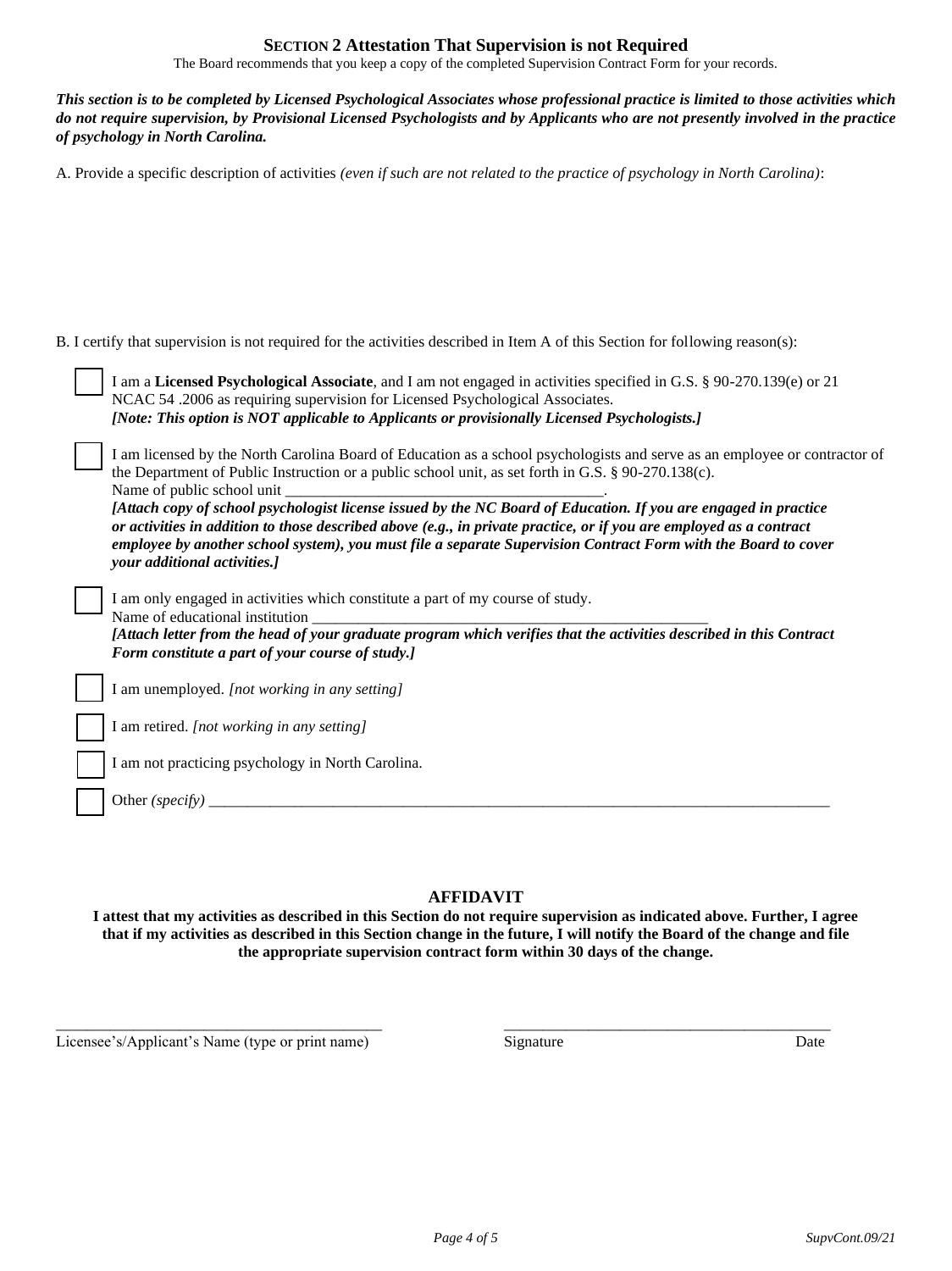## SECTION 2 Attestation That Supervision is not Required

The Board recommends that you keep a copy of the completed Supervision Contract Form for your records.

***This section is to be completed by Licensed Psychological Associates whose professional practice is limited to those activities which do not require supervision, by Provisional Licensed Psychologists and by Applicants who are not presently involved in the practice of psychology in North Carolina.***

A. Provide a specific description of activities *(even if such are not related to the practice of psychology in North Carolina)*:

B. I certify that supervision is not required for the activities described in Item A of this Section for following reason(s):

☐ I am a **Licensed Psychological Associate**, and I am not engaged in activities specified in G.S. § 90-270.139(e) or 21 NCAC 54 .2006 as requiring supervision for Licensed Psychological Associates.
***[Note: This option is NOT applicable to Applicants or provisionally Licensed Psychologists.]***

☐ I am licensed by the North Carolina Board of Education as a school psychologists and serve as an employee or contractor of the Department of Public Instruction or a public school unit, as set forth in G.S. § 90-270.138(c).
Name of public school unit ________________________________________.
***[Attach copy of school psychologist license issued by the NC Board of Education. If you are engaged in practice or activities in addition to those described above (e.g., in private practice, or if you are employed as a contract employee by another school system), you must file a separate Supervision Contract Form with the Board to cover your additional activities.]***

☐ I am only engaged in activities which constitute a part of my course of study.
Name of educational institution ____________________________________________________
***[Attach letter from the head of your graduate program which verifies that the activities described in this Contract Form constitute a part of your course of study.]***

☐ I am unemployed. *[not working in any setting]*

☐ I am retired. *[not working in any setting]*

☐ I am not practicing psychology in North Carolina.

☐ Other *(specify)* ____________________________________________________________________________

### AFFIDAVIT

**I attest that my activities as described in this Section do not require supervision as indicated above. Further, I agree that if my activities as described in this Section change in the future, I will notify the Board of the change and file the appropriate supervision contract form within 30 days of the change.**

__________________________________________ __________________________________________

Licensee's/Applicant's Name (type or print name) Signature Date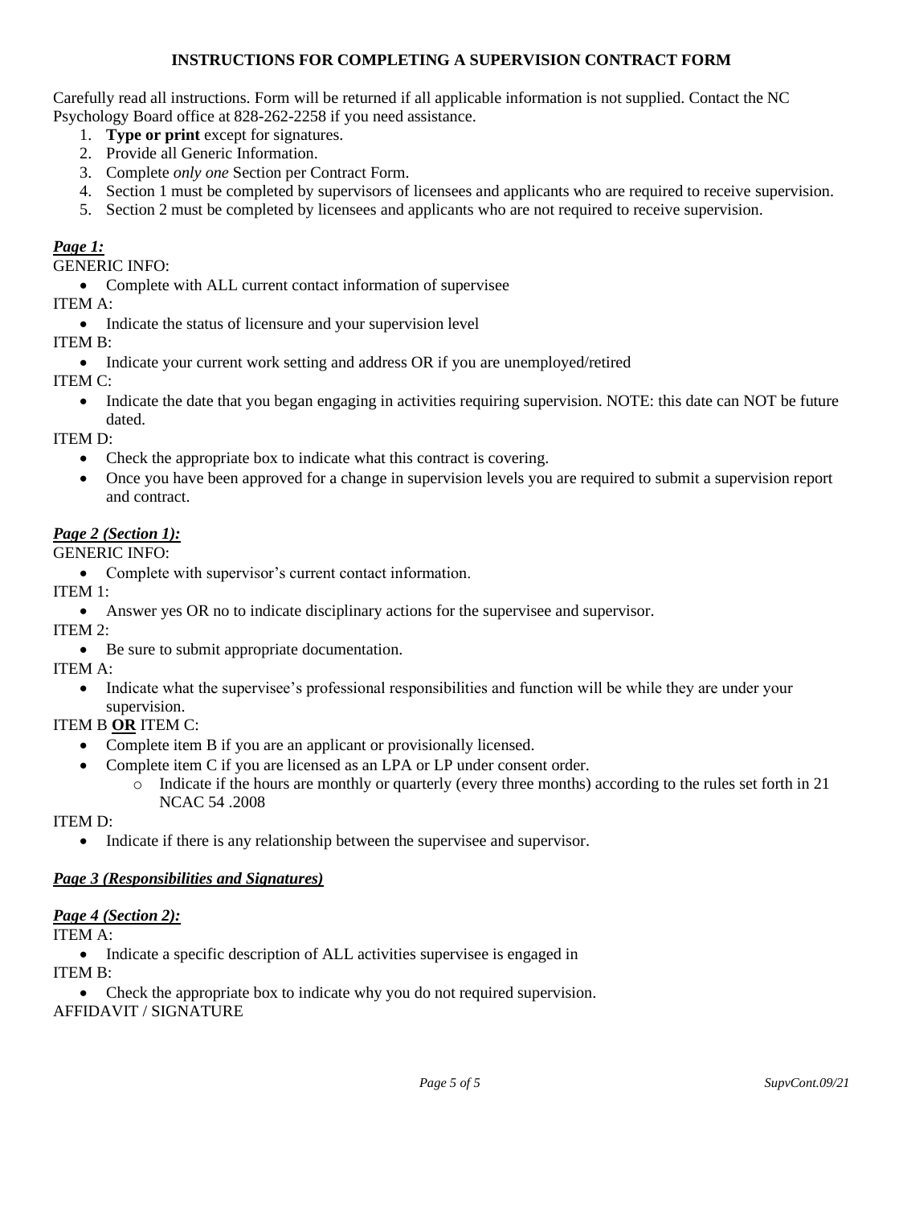# INSTRUCTIONS FOR COMPLETING A SUPERVISION CONTRACT FORM

Carefully read all instructions. Form will be returned if all applicable information is not supplied. Contact the NC Psychology Board office at 828-262-2258 if you need assistance.

1. **Type or print** except for signatures.
2. Provide all Generic Information.
3. Complete *only one* Section per Contract Form.
4. Section 1 must be completed by supervisors of licensees and applicants who are required to receive supervision.
5. Section 2 must be completed by licensees and applicants who are not required to receive supervision.

***Page 1:***

GENERIC INFO:

- Complete with ALL current contact information of supervisee

ITEM A:

- Indicate the status of licensure and your supervision level

ITEM B:

- Indicate your current work setting and address OR if you are unemployed/retired

ITEM C:

- Indicate the date that you began engaging in activities requiring supervision. NOTE: this date can NOT be future dated.

ITEM D:

- Check the appropriate box to indicate what this contract is covering.
- Once you have been approved for a change in supervision levels you are required to submit a supervision report and contract.

***Page 2 (Section 1):***

GENERIC INFO:

- Complete with supervisor's current contact information.

ITEM 1:

- Answer yes OR no to indicate disciplinary actions for the supervisee and supervisor.

ITEM 2:

- Be sure to submit appropriate documentation.

ITEM A:

- Indicate what the supervisee's professional responsibilities and function will be while they are under your supervision.

ITEM B **OR** ITEM C:

- Complete item B if you are an applicant or provisionally licensed.
- Complete item C if you are licensed as an LPA or LP under consent order.
  - Indicate if the hours are monthly or quarterly (every three months) according to the rules set forth in 21 NCAC 54 .2008

ITEM D:

- Indicate if there is any relationship between the supervisee and supervisor.

***Page 3 (Responsibilities and Signatures)***

***Page 4 (Section 2):***

ITEM A:

- Indicate a specific description of ALL activities supervisee is engaged in

ITEM B:

- Check the appropriate box to indicate why you do not required supervision.

AFFIDAVIT / SIGNATURE